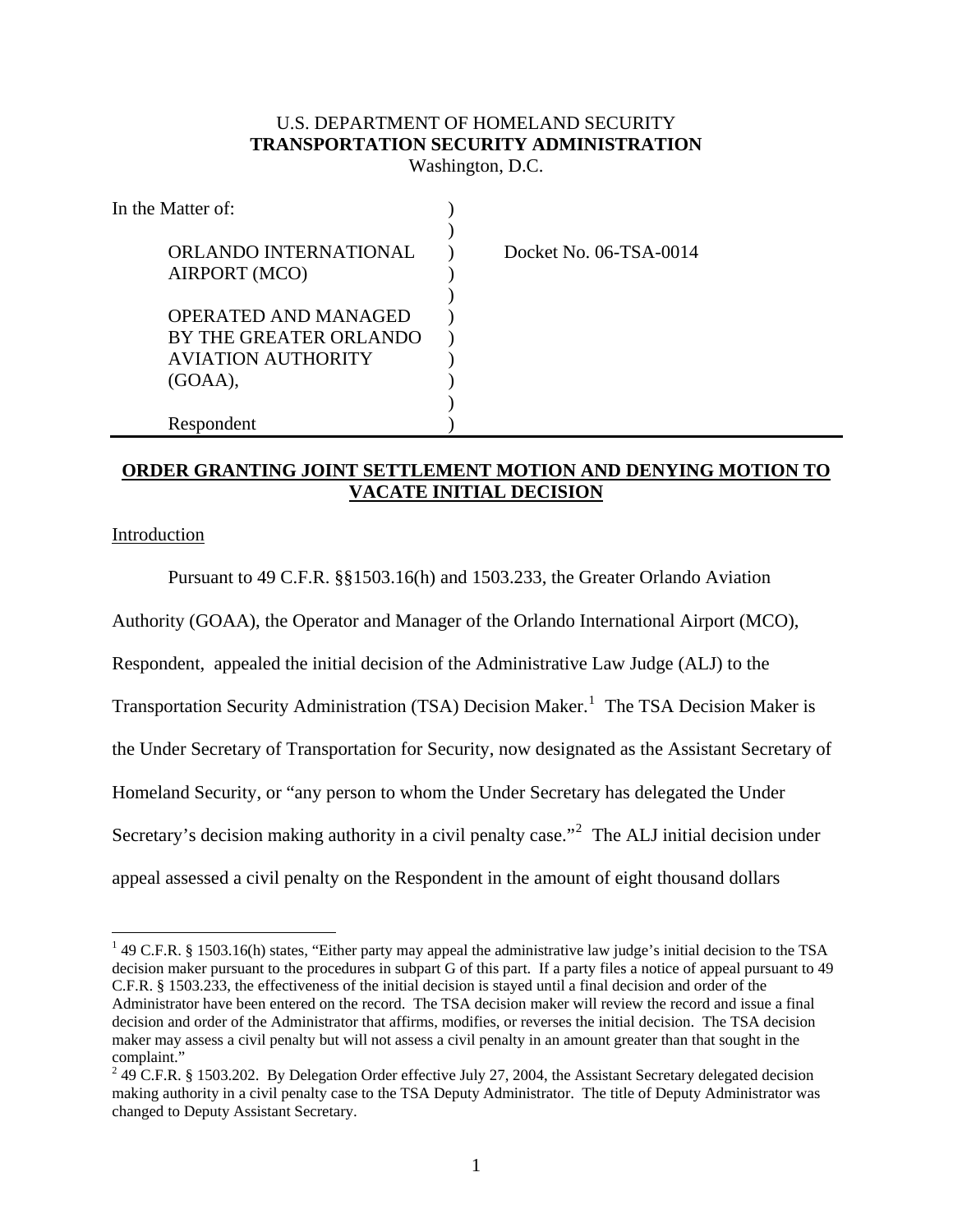U.S. DEPARTMENT OF HOMELAND SECURITY
**TRANSPORTATION SECURITY ADMINISTRATION**
Washington, D.C.

In the Matter of:

ORLANDO INTERNATIONAL AIRPORT (MCO)

OPERATED AND MANAGED BY THE GREATER ORLANDO AVIATION AUTHORITY (GOAA),

Respondent

Docket No. 06-TSA-0014

**ORDER GRANTING JOINT SETTLEMENT MOTION AND DENYING MOTION TO VACATE INITIAL DECISION**

Introduction

Pursuant to 49 C.F.R. §§1503.16(h) and 1503.233, the Greater Orlando Aviation Authority (GOAA), the Operator and Manager of the Orlando International Airport (MCO), Respondent, appealed the initial decision of the Administrative Law Judge (ALJ) to the Transportation Security Administration (TSA) Decision Maker.[1] The TSA Decision Maker is the Under Secretary of Transportation for Security, now designated as the Assistant Secretary of Homeland Security, or "any person to whom the Under Secretary has delegated the Under Secretary's decision making authority in a civil penalty case."[2] The ALJ initial decision under appeal assessed a civil penalty on the Respondent in the amount of eight thousand dollars

[1] 49 C.F.R. § 1503.16(h) states, "Either party may appeal the administrative law judge's initial decision to the TSA decision maker pursuant to the procedures in subpart G of this part. If a party files a notice of appeal pursuant to 49 C.F.R. § 1503.233, the effectiveness of the initial decision is stayed until a final decision and order of the Administrator have been entered on the record. The TSA decision maker will review the record and issue a final decision and order of the Administrator that affirms, modifies, or reverses the initial decision. The TSA decision maker may assess a civil penalty but will not assess a civil penalty in an amount greater than that sought in the complaint."

[2] 49 C.F.R. § 1503.202. By Delegation Order effective July 27, 2004, the Assistant Secretary delegated decision making authority in a civil penalty case to the TSA Deputy Administrator. The title of Deputy Administrator was changed to Deputy Assistant Secretary.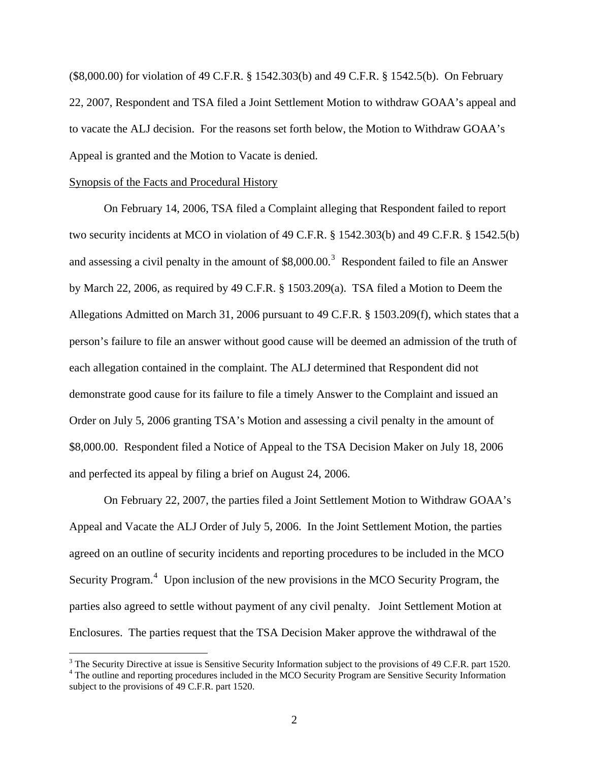($8,000.00) for violation of 49 C.F.R. § 1542.303(b) and 49 C.F.R. § 1542.5(b). On February 22, 2007, Respondent and TSA filed a Joint Settlement Motion to withdraw GOAA's appeal and to vacate the ALJ decision. For the reasons set forth below, the Motion to Withdraw GOAA's Appeal is granted and the Motion to Vacate is denied.

Synopsis of the Facts and Procedural History

On February 14, 2006, TSA filed a Complaint alleging that Respondent failed to report two security incidents at MCO in violation of 49 C.F.R. § 1542.303(b) and 49 C.F.R. § 1542.5(b) and assessing a civil penalty in the amount of $8,000.00.[3] Respondent failed to file an Answer by March 22, 2006, as required by 49 C.F.R. § 1503.209(a). TSA filed a Motion to Deem the Allegations Admitted on March 31, 2006 pursuant to 49 C.F.R. § 1503.209(f), which states that a person's failure to file an answer without good cause will be deemed an admission of the truth of each allegation contained in the complaint. The ALJ determined that Respondent did not demonstrate good cause for its failure to file a timely Answer to the Complaint and issued an Order on July 5, 2006 granting TSA's Motion and assessing a civil penalty in the amount of $8,000.00. Respondent filed a Notice of Appeal to the TSA Decision Maker on July 18, 2006 and perfected its appeal by filing a brief on August 24, 2006.

On February 22, 2007, the parties filed a Joint Settlement Motion to Withdraw GOAA's Appeal and Vacate the ALJ Order of July 5, 2006. In the Joint Settlement Motion, the parties agreed on an outline of security incidents and reporting procedures to be included in the MCO Security Program.[4] Upon inclusion of the new provisions in the MCO Security Program, the parties also agreed to settle without payment of any civil penalty. Joint Settlement Motion at Enclosures. The parties request that the TSA Decision Maker approve the withdrawal of the

---

[3] The Security Directive at issue is Sensitive Security Information subject to the provisions of 49 C.F.R. part 1520.

[4] The outline and reporting procedures included in the MCO Security Program are Sensitive Security Information subject to the provisions of 49 C.F.R. part 1520.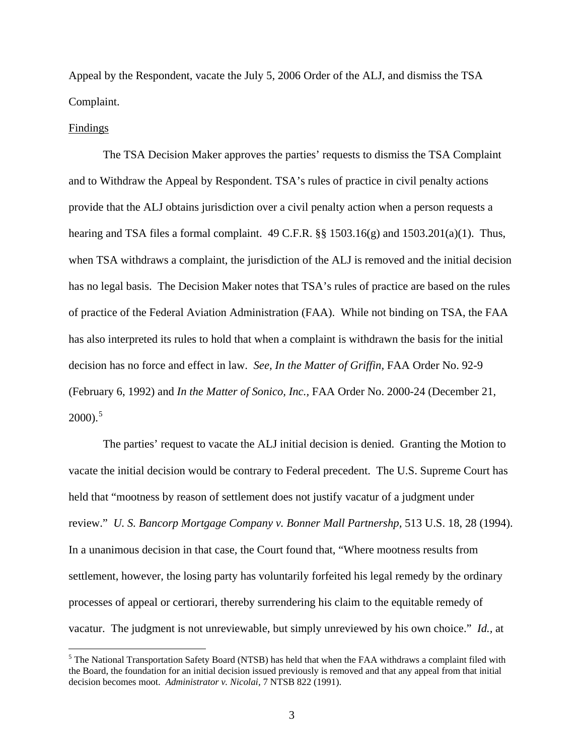Appeal by the Respondent, vacate the July 5, 2006 Order of the ALJ, and dismiss the TSA Complaint.

Findings

The TSA Decision Maker approves the parties' requests to dismiss the TSA Complaint and to Withdraw the Appeal by Respondent. TSA's rules of practice in civil penalty actions provide that the ALJ obtains jurisdiction over a civil penalty action when a person requests a hearing and TSA files a formal complaint. 49 C.F.R. §§ 1503.16(g) and 1503.201(a)(1). Thus, when TSA withdraws a complaint, the jurisdiction of the ALJ is removed and the initial decision has no legal basis. The Decision Maker notes that TSA's rules of practice are based on the rules of practice of the Federal Aviation Administration (FAA). While not binding on TSA, the FAA has also interpreted its rules to hold that when a complaint is withdrawn the basis for the initial decision has no force and effect in law. *See, In the Matter of Griffin,* FAA Order No. 92-9 (February 6, 1992) and *In the Matter of Sonico, Inc.,* FAA Order No. 2000-24 (December 21, 2000).[5]

The parties' request to vacate the ALJ initial decision is denied. Granting the Motion to vacate the initial decision would be contrary to Federal precedent. The U.S. Supreme Court has held that "mootness by reason of settlement does not justify vacatur of a judgment under review." *U. S. Bancorp Mortgage Company v. Bonner Mall Partnershp,* 513 U.S. 18, 28 (1994). In a unanimous decision in that case, the Court found that, "Where mootness results from settlement, however, the losing party has voluntarily forfeited his legal remedy by the ordinary processes of appeal or certiorari, thereby surrendering his claim to the equitable remedy of vacatur. The judgment is not unreviewable, but simply unreviewed by his own choice." *Id.*, at

[5] The National Transportation Safety Board (NTSB) has held that when the FAA withdraws a complaint filed with the Board, the foundation for an initial decision issued previously is removed and that any appeal from that initial decision becomes moot. *Administrator v. Nicolai,* 7 NTSB 822 (1991).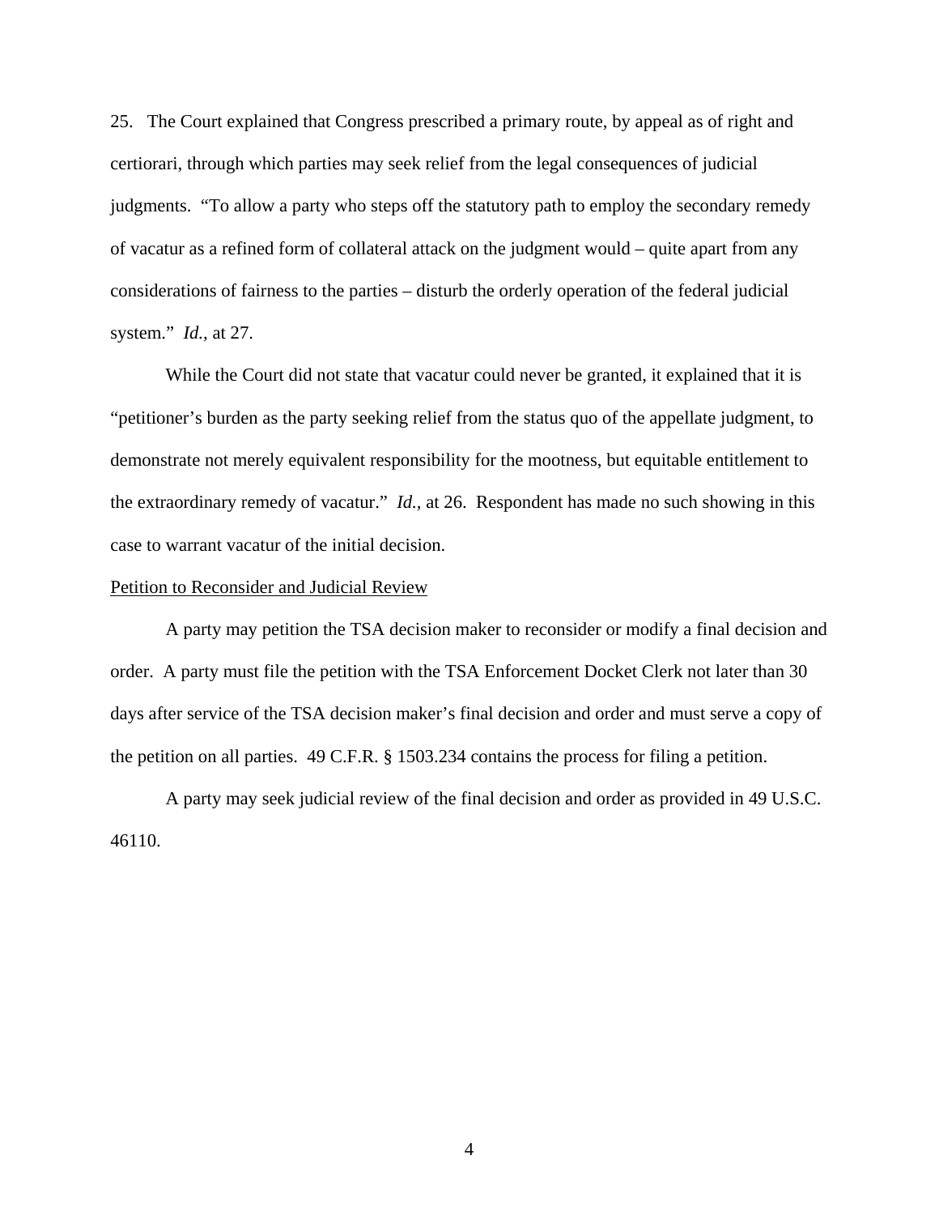25. The Court explained that Congress prescribed a primary route, by appeal as of right and certiorari, through which parties may seek relief from the legal consequences of judicial judgments. "To allow a party who steps off the statutory path to employ the secondary remedy of vacatur as a refined form of collateral attack on the judgment would – quite apart from any considerations of fairness to the parties – disturb the orderly operation of the federal judicial system." *Id.*, at 27.

While the Court did not state that vacatur could never be granted, it explained that it is "petitioner's burden as the party seeking relief from the status quo of the appellate judgment, to demonstrate not merely equivalent responsibility for the mootness, but equitable entitlement to the extraordinary remedy of vacatur." *Id.*, at 26. Respondent has made no such showing in this case to warrant vacatur of the initial decision.

<u>Petition to Reconsider and Judicial Review</u>

A party may petition the TSA decision maker to reconsider or modify a final decision and order. A party must file the petition with the TSA Enforcement Docket Clerk not later than 30 days after service of the TSA decision maker's final decision and order and must serve a copy of the petition on all parties. 49 C.F.R. § 1503.234 contains the process for filing a petition.

A party may seek judicial review of the final decision and order as provided in 49 U.S.C. 46110.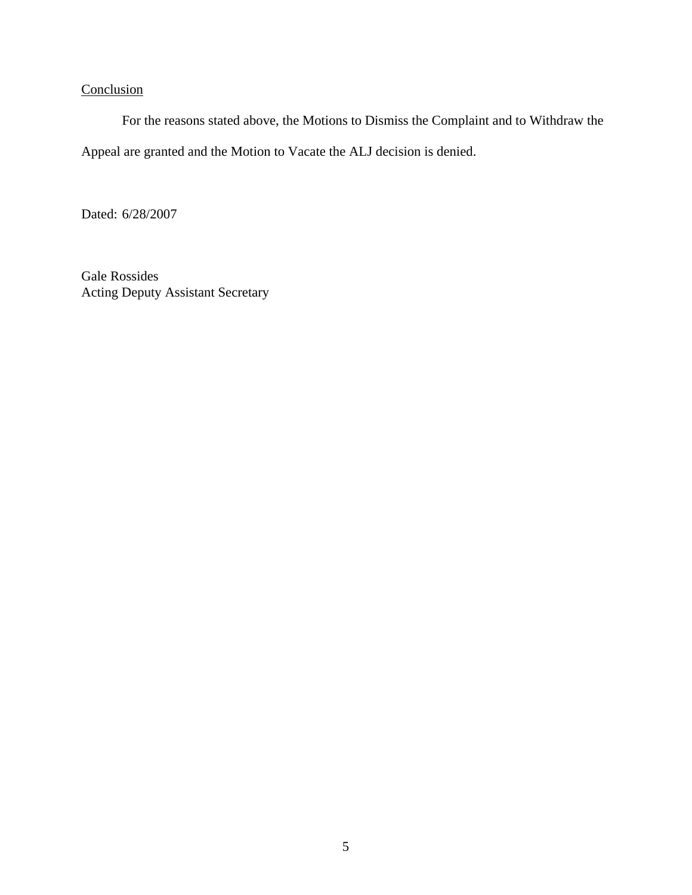<u>Conclusion</u>

For the reasons stated above, the Motions to Dismiss the Complaint and to Withdraw the Appeal are granted and the Motion to Vacate the ALJ decision is denied.

Dated: 6/28/2007

Gale Rossides
Acting Deputy Assistant Secretary